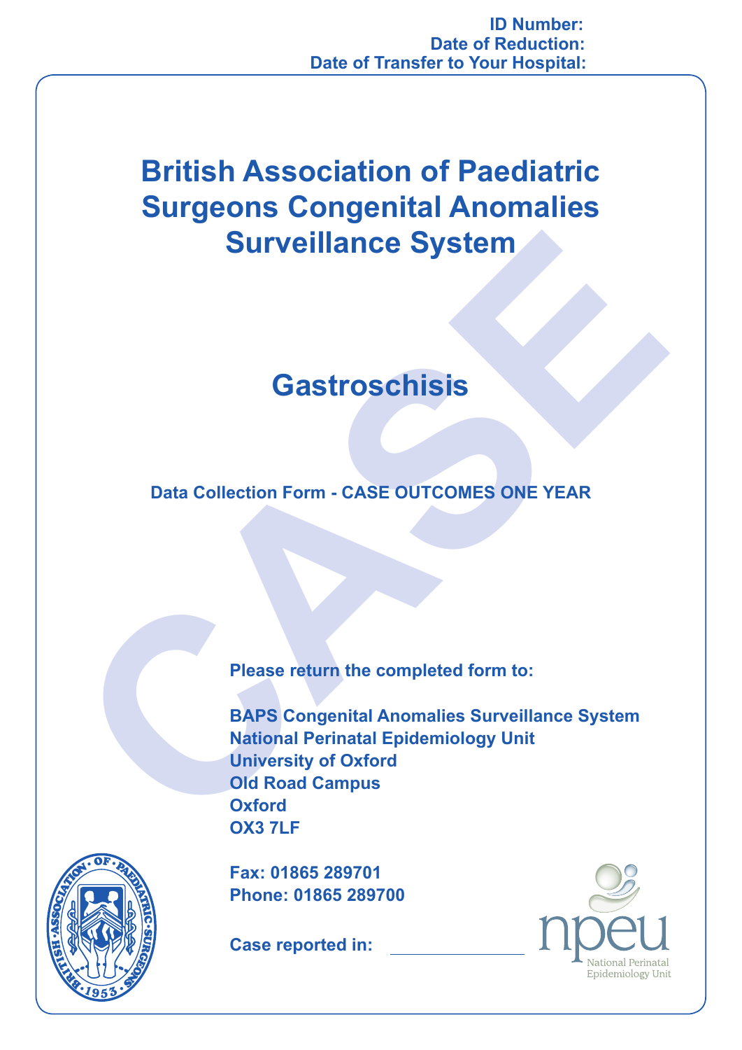ID Number:
Date of Reduction:
Date of Transfer to Your Hospital:

# British Association of Paediatric Surgeons Congenital Anomalies Surveillance System

# Gastroschisis

**Data Collection Form - CASE OUTCOMES ONE YEAR**

**Please return the completed form to:**

**BAPS Congenital Anomalies Surveillance System**
**National Perinatal Epidemiology Unit**
**University of Oxford**
**Old Road Campus**
**Oxford**
**OX3 7LF**

**Fax: 01865 289701**
**Phone: 01865 289700**

**Case reported in:** ______________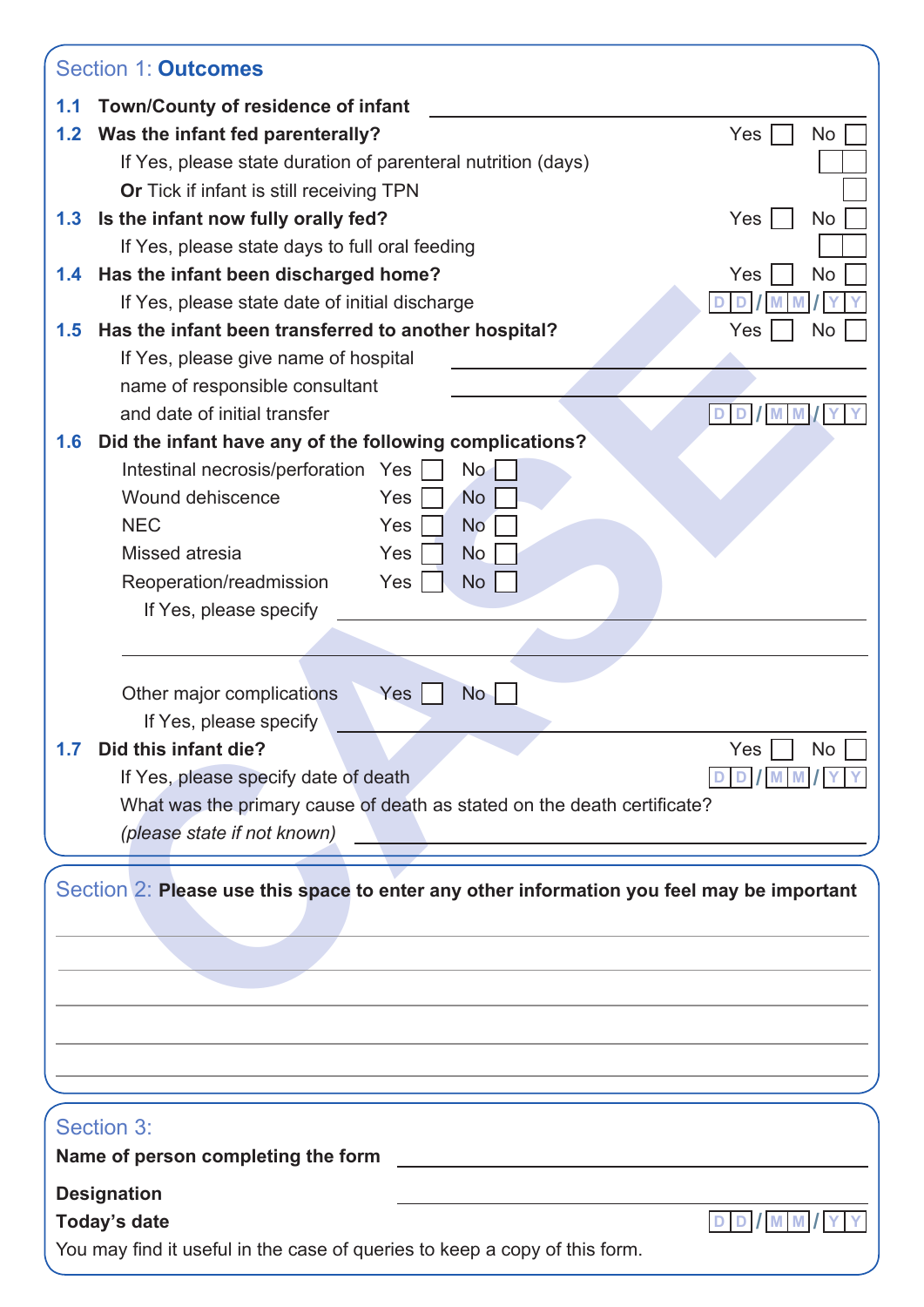## Section 1: **Outcomes**

**1.1 Town/County of residence of infant** ____________________

**1.2 Was the infant fed parenterally?** Yes ☐ No ☐

If Yes, please state duration of parenteral nutrition (days) ☐☐

**Or** Tick if infant is still receiving TPN ☐

**1.3 Is the infant now fully orally fed?** Yes ☐ No ☐

If Yes, please state days to full oral feeding ☐☐

**1.4 Has the infant been discharged home?** Yes ☐ No ☐

If Yes, please state date of initial discharge D D / M M / Y Y

**1.5 Has the infant been transferred to another hospital?** Yes ☐ No ☐

If Yes, please give name of hospital ____________________

name of responsible consultant ____________________

and date of initial transfer D D / M M / Y Y

**1.6 Did the infant have any of the following complications?**

| | | |
|---|---|---|
| Intestinal necrosis/perforation | Yes ☐ | No ☐ |
| Wound dehiscence | Yes ☐ | No ☐ |
| NEC | Yes ☐ | No ☐ |
| Missed atresia | Yes ☐ | No ☐ |
| Reoperation/readmission | Yes ☐ | No ☐ |

If Yes, please specify ____________________

____________________

| | | |
|---|---|---|
| Other major complications | Yes ☐ | No ☐ |

If Yes, please specify ____________________

**1.7 Did this infant die?** Yes ☐ No ☐

If Yes, please specify date of death D D / M M / Y Y

What was the primary cause of death as stated on the death certificate?

*(please state if not known)* ____________________

## Section 2: **Please use this space to enter any other information you feel may be important**

____________________

____________________

____________________

____________________

____________________

## Section 3:

**Name of person completing the form** ____________________

**Designation** ____________________

**Today's date** D D / M M / Y Y

You may find it useful in the case of queries to keep a copy of this form.